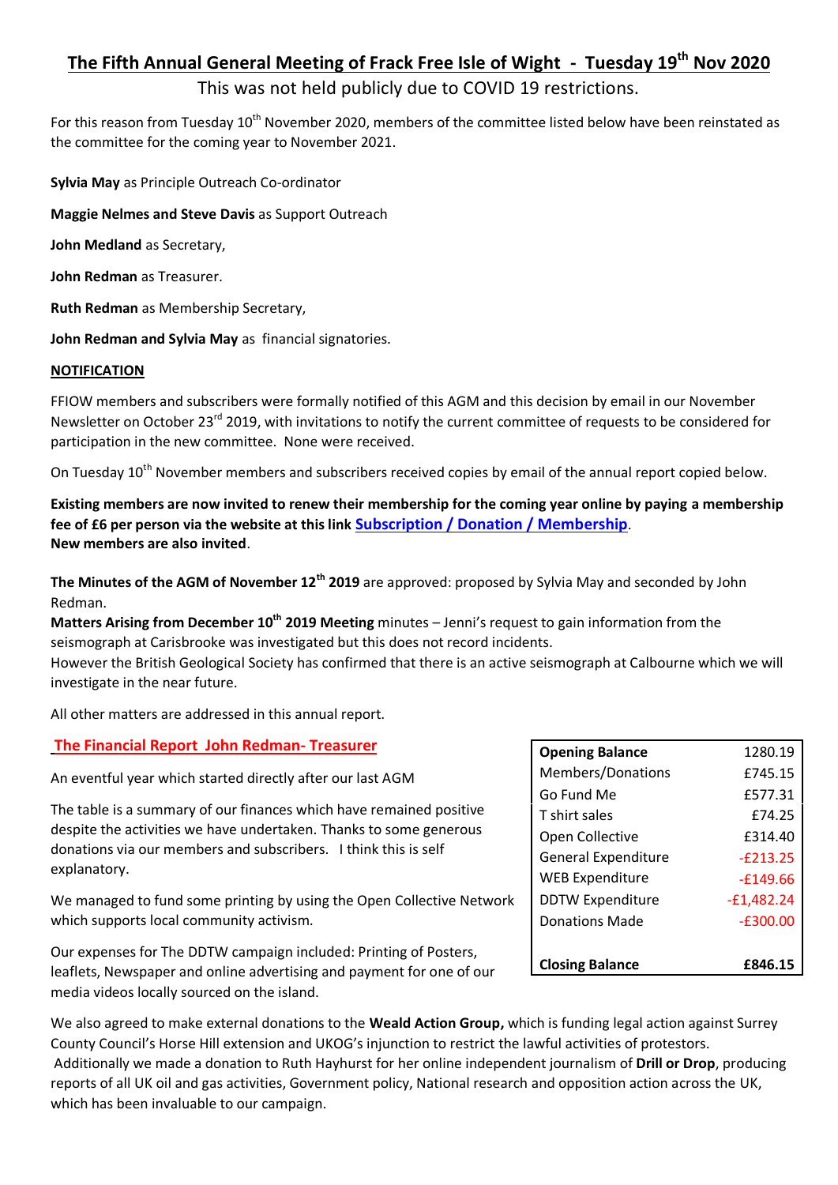# The Fifth Annual General Meeting of Frack Free Isle of Wight - Tuesday 19th Nov 2020

This was not held publicly due to COVID 19 restrictions.

For this reason from Tuesday 10th November 2020, members of the committee listed below have been reinstated as the committee for the coming year to November 2021.

**Sylvia May** as Principle Outreach Co-ordinator

**Maggie Nelmes and Steve Davis** as Support Outreach

**John Medland** as Secretary,

**John Redman** as Treasurer.

**Ruth Redman** as Membership Secretary,

**John Redman and Sylvia May** as financial signatories.

## NOTIFICATION

FFIOW members and subscribers were formally notified of this AGM and this decision by email in our November Newsletter on October 23rd 2019, with invitations to notify the current committee of requests to be considered for participation in the new committee. None were received.

On Tuesday 10th November members and subscribers received copies by email of the annual report copied below.

**Existing members are now invited to renew their membership for the coming year online by paying a membership fee of £6 per person via the website at this link Subscription / Donation / Membership.**
**New members are also invited**.

**The Minutes of the AGM of November 12th 2019** are approved: proposed by Sylvia May and seconded by John Redman.

**Matters Arising from December 10th 2019 Meeting** minutes – Jenni's request to gain information from the seismograph at Carisbrooke was investigated but this does not record incidents.
However the British Geological Society has confirmed that there is an active seismograph at Calbourne which we will investigate in the near future.

All other matters are addressed in this annual report.

## The Financial Report John Redman- Treasurer

An eventful year which started directly after our last AGM

The table is a summary of our finances which have remained positive despite the activities we have undertaken. Thanks to some generous donations via our members and subscribers. I think this is self explanatory.

| **Opening Balance** | 1280.19 |
|---|---|
| Members/Donations | £745.15 |
| Go Fund Me | £577.31 |
| T shirt sales | £74.25 |
| Open Collective | £314.40 |
| General Expenditure | -£213.25 |
| WEB Expenditure | -£149.66 |
| DDTW Expenditure | -£1,482.24 |
| Donations Made | -£300.00 |
| | |
| **Closing Balance** | **£846.15** |

We managed to fund some printing by using the Open Collective Network which supports local community activism.

Our expenses for The DDTW campaign included: Printing of Posters, leaflets, Newspaper and online advertising and payment for one of our media videos locally sourced on the island.

We also agreed to make external donations to the **Weald Action Group,** which is funding legal action against Surrey County Council's Horse Hill extension and UKOG's injunction to restrict the lawful activities of protestors.
Additionally we made a donation to Ruth Hayhurst for her online independent journalism of **Drill or Drop**, producing reports of all UK oil and gas activities, Government policy, National research and opposition action across the UK, which has been invaluable to our campaign.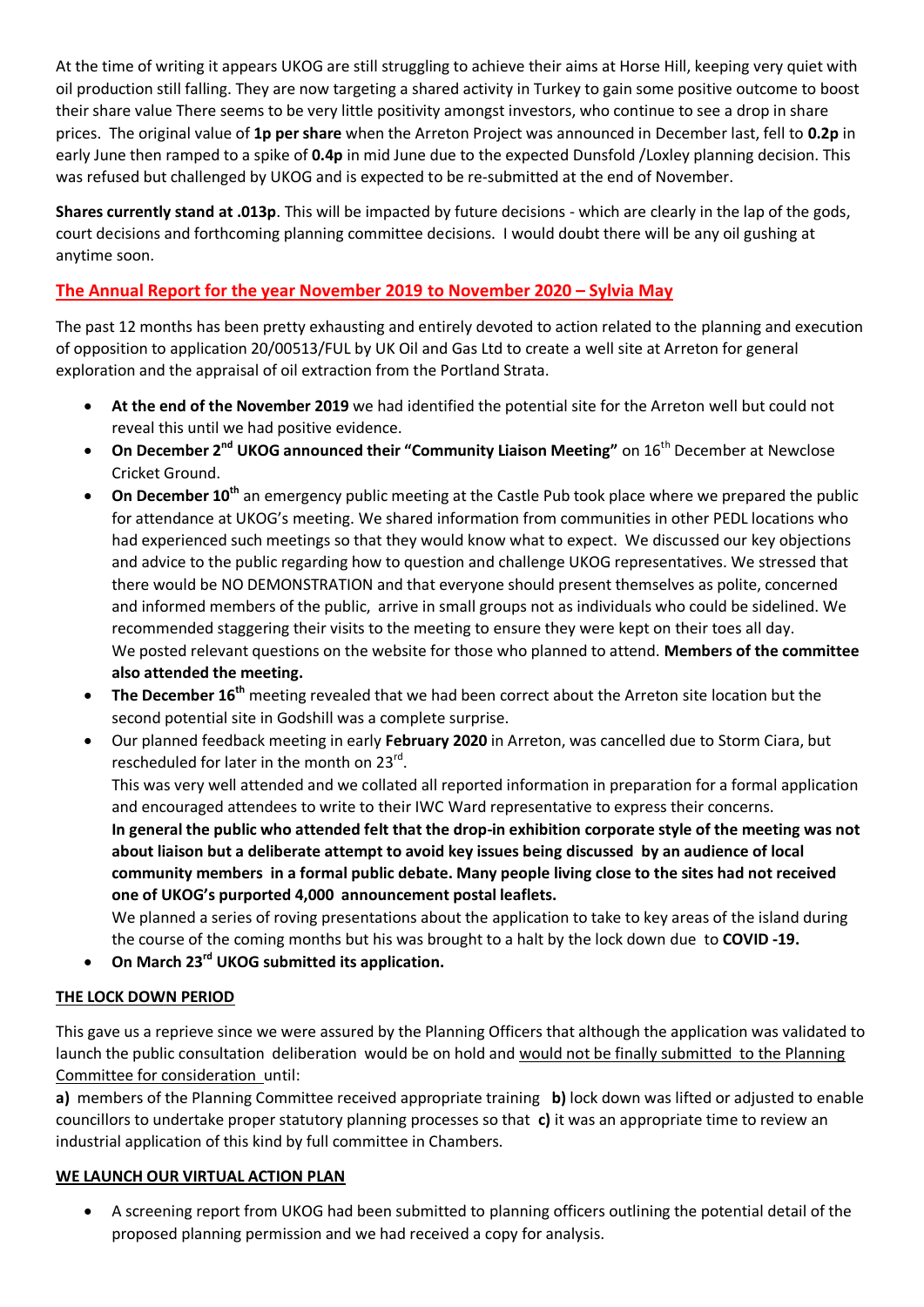At the time of writing it appears UKOG are still struggling to achieve their aims at Horse Hill, keeping very quiet with oil production still falling. They are now targeting a shared activity in Turkey to gain some positive outcome to boost their share value There seems to be very little positivity amongst investors, who continue to see a drop in share prices. The original value of **1p per share** when the Arreton Project was announced in December last, fell to **0.2p** in early June then ramped to a spike of **0.4p** in mid June due to the expected Dunsfold /Loxley planning decision. This was refused but challenged by UKOG and is expected to be re-submitted at the end of November.

**Shares currently stand at .013p**. This will be impacted by future decisions - which are clearly in the lap of the gods, court decisions and forthcoming planning committee decisions. I would doubt there will be any oil gushing at anytime soon.

## The Annual Report for the year November 2019 to November 2020 – Sylvia May

The past 12 months has been pretty exhausting and entirely devoted to action related to the planning and execution of opposition to application 20/00513/FUL by UK Oil and Gas Ltd to create a well site at Arreton for general exploration and the appraisal of oil extraction from the Portland Strata.

- **At the end of the November 2019** we had identified the potential site for the Arreton well but could not reveal this until we had positive evidence.
- **On December 2nd UKOG announced their "Community Liaison Meeting"** on 16th December at Newclose Cricket Ground.
- **On December 10th** an emergency public meeting at the Castle Pub took place where we prepared the public for attendance at UKOG's meeting. We shared information from communities in other PEDL locations who had experienced such meetings so that they would know what to expect. We discussed our key objections and advice to the public regarding how to question and challenge UKOG representatives. We stressed that there would be NO DEMONSTRATION and that everyone should present themselves as polite, concerned and informed members of the public, arrive in small groups not as individuals who could be sidelined. We recommended staggering their visits to the meeting to ensure they were kept on their toes all day.
  We posted relevant questions on the website for those who planned to attend. **Members of the committee also attended the meeting.**
- **The December 16th** meeting revealed that we had been correct about the Arreton site location but the second potential site in Godshill was a complete surprise.
- Our planned feedback meeting in early **February 2020** in Arreton, was cancelled due to Storm Ciara, but rescheduled for later in the month on 23rd.
  This was very well attended and we collated all reported information in preparation for a formal application and encouraged attendees to write to their IWC Ward representative to express their concerns.
  **In general the public who attended felt that the drop-in exhibition corporate style of the meeting was not about liaison but a deliberate attempt to avoid key issues being discussed by an audience of local community members in a formal public debate. Many people living close to the sites had not received one of UKOG's purported 4,000 announcement postal leaflets.**
  We planned a series of roving presentations about the application to take to key areas of the island during the course of the coming months but his was brought to a halt by the lock down due to **COVID -19.**
- **On March 23rd UKOG submitted its application.**

### THE LOCK DOWN PERIOD

This gave us a reprieve since we were assured by the Planning Officers that although the application was validated to launch the public consultation deliberation would be on hold and would not be finally submitted to the Planning Committee for consideration until:

**a)** members of the Planning Committee received appropriate training **b)** lock down was lifted or adjusted to enable councillors to undertake proper statutory planning processes so that **c)** it was an appropriate time to review an industrial application of this kind by full committee in Chambers.

### WE LAUNCH OUR VIRTUAL ACTION PLAN

- A screening report from UKOG had been submitted to planning officers outlining the potential detail of the proposed planning permission and we had received a copy for analysis.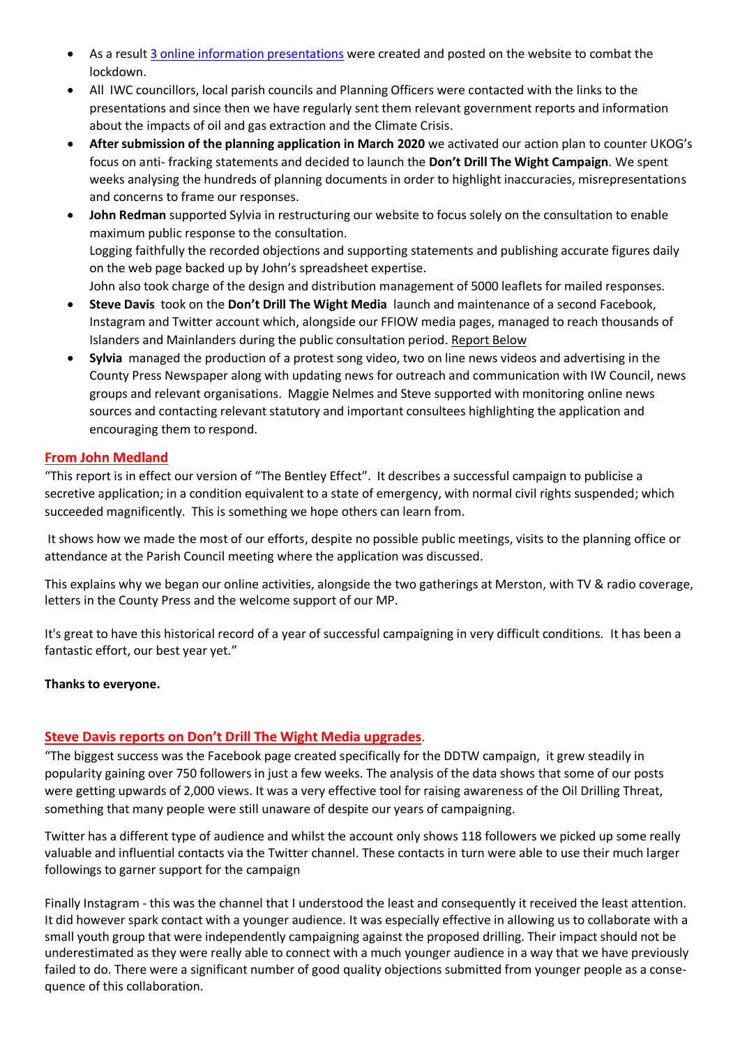- As a result 3 online information presentations were created and posted on the website to combat the lockdown.
- All IWC councillors, local parish councils and Planning Officers were contacted with the links to the presentations and since then we have regularly sent them relevant government reports and information about the impacts of oil and gas extraction and the Climate Crisis.
- **After submission of the planning application in March 2020** we activated our action plan to counter UKOG's focus on anti- fracking statements and decided to launch the **Don't Drill The Wight Campaign**. We spent weeks analysing the hundreds of planning documents in order to highlight inaccuracies, misrepresentations and concerns to frame our responses.
- **John Redman** supported Sylvia in restructuring our website to focus solely on the consultation to enable maximum public response to the consultation.
  Logging faithfully the recorded objections and supporting statements and publishing accurate figures daily on the web page backed up by John's spreadsheet expertise.
  John also took charge of the design and distribution management of 5000 leaflets for mailed responses.
- **Steve Davis** took on the **Don't Drill The Wight Media** launch and maintenance of a second Facebook, Instagram and Twitter account which, alongside our FFIOW media pages, managed to reach thousands of Islanders and Mainlanders during the public consultation period. Report Below
- **Sylvia** managed the production of a protest song video, two on line news videos and advertising in the County Press Newspaper along with updating news for outreach and communication with IW Council, news groups and relevant organisations. Maggie Nelmes and Steve supported with monitoring online news sources and contacting relevant statutory and important consultees highlighting the application and encouraging them to respond.

### From John Medland

"This report is in effect our version of "The Bentley Effect". It describes a successful campaign to publicise a secretive application; in a condition equivalent to a state of emergency, with normal civil rights suspended; which succeeded magnificently. This is something we hope others can learn from.

It shows how we made the most of our efforts, despite no possible public meetings, visits to the planning office or attendance at the Parish Council meeting where the application was discussed.

This explains why we began our online activities, alongside the two gatherings at Merston, with TV & radio coverage, letters in the County Press and the welcome support of our MP.

It's great to have this historical record of a year of successful campaigning in very difficult conditions. It has been a fantastic effort, our best year yet."

**Thanks to everyone.**

### Steve Davis reports on Don't Drill The Wight Media upgrades.

"The biggest success was the Facebook page created specifically for the DDTW campaign, it grew steadily in popularity gaining over 750 followers in just a few weeks. The analysis of the data shows that some of our posts were getting upwards of 2,000 views. It was a very effective tool for raising awareness of the Oil Drilling Threat, something that many people were still unaware of despite our years of campaigning.

Twitter has a different type of audience and whilst the account only shows 118 followers we picked up some really valuable and influential contacts via the Twitter channel. These contacts in turn were able to use their much larger followings to garner support for the campaign

Finally Instagram - this was the channel that I understood the least and consequently it received the least attention. It did however spark contact with a younger audience. It was especially effective in allowing us to collaborate with a small youth group that were independently campaigning against the proposed drilling. Their impact should not be underestimated as they were really able to connect with a much younger audience in a way that we have previously failed to do. There were a significant number of good quality objections submitted from younger people as a consequence of this collaboration.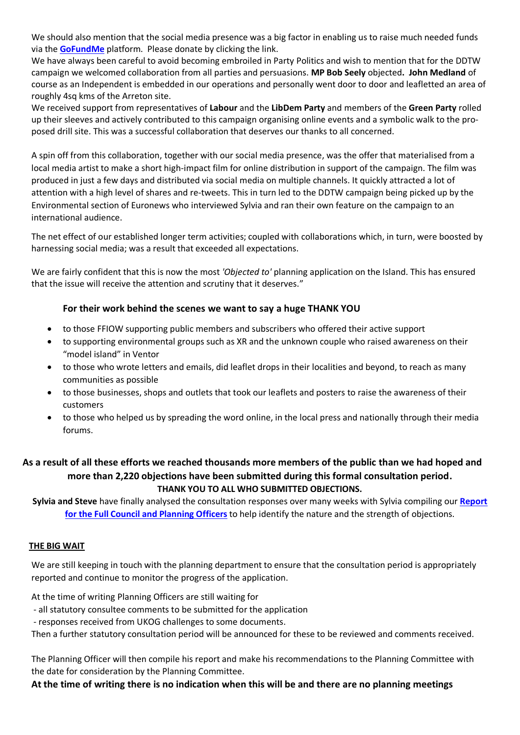We should also mention that the social media presence was a big factor in enabling us to raise much needed funds via the **GoFundMe** platform. Please donate by clicking the link.
We have always been careful to avoid becoming embroiled in Party Politics and wish to mention that for the DDTW campaign we welcomed collaboration from all parties and persuasions. **MP Bob Seely** objected**. John Medland** of course as an Independent is embedded in our operations and personally went door to door and leafletted an area of roughly 4sq kms of the Arreton site.
We received support from representatives of **Labour** and the **LibDem Party** and members of the **Green Party** rolled up their sleeves and actively contributed to this campaign organising online events and a symbolic walk to the proposed drill site. This was a successful collaboration that deserves our thanks to all concerned.

A spin off from this collaboration, together with our social media presence, was the offer that materialised from a local media artist to make a short high-impact film for online distribution in support of the campaign. The film was produced in just a few days and distributed via social media on multiple channels. It quickly attracted a lot of attention with a high level of shares and re-tweets. This in turn led to the DDTW campaign being picked up by the Environmental section of Euronews who interviewed Sylvia and ran their own feature on the campaign to an international audience.

The net effect of our established longer term activities; coupled with collaborations which, in turn, were boosted by harnessing social media; was a result that exceeded all expectations.

We are fairly confident that this is now the most *'Objected to'* planning application on the Island. This has ensured that the issue will receive the attention and scrutiny that it deserves."

**For their work behind the scenes we want to say a huge THANK YOU**

- to those FFIOW supporting public members and subscribers who offered their active support
- to supporting environmental groups such as XR and the unknown couple who raised awareness on their "model island" in Ventor
- to those who wrote letters and emails, did leaflet drops in their localities and beyond, to reach as many communities as possible
- to those businesses, shops and outlets that took our leaflets and posters to raise the awareness of their customers
- to those who helped us by spreading the word online, in the local press and nationally through their media forums.

**As a result of all these efforts we reached thousands more members of the public than we had hoped and more than 2,220 objections have been submitted during this formal consultation period.**
**THANK YOU TO ALL WHO SUBMITTED OBJECTIONS.**

**Sylvia and Steve** have finally analysed the consultation responses over many weeks with Sylvia compiling our **Report for the Full Council and Planning Officers** to help identify the nature and the strength of objections.

**THE BIG WAIT**

We are still keeping in touch with the planning department to ensure that the consultation period is appropriately reported and continue to monitor the progress of the application.

At the time of writing Planning Officers are still waiting for
- all statutory consultee comments to be submitted for the application
- responses received from UKOG challenges to some documents.

Then a further statutory consultation period will be announced for these to be reviewed and comments received.

The Planning Officer will then compile his report and make his recommendations to the Planning Committee with the date for consideration by the Planning Committee.

**At the time of writing there is no indication when this will be and there are no planning meetings**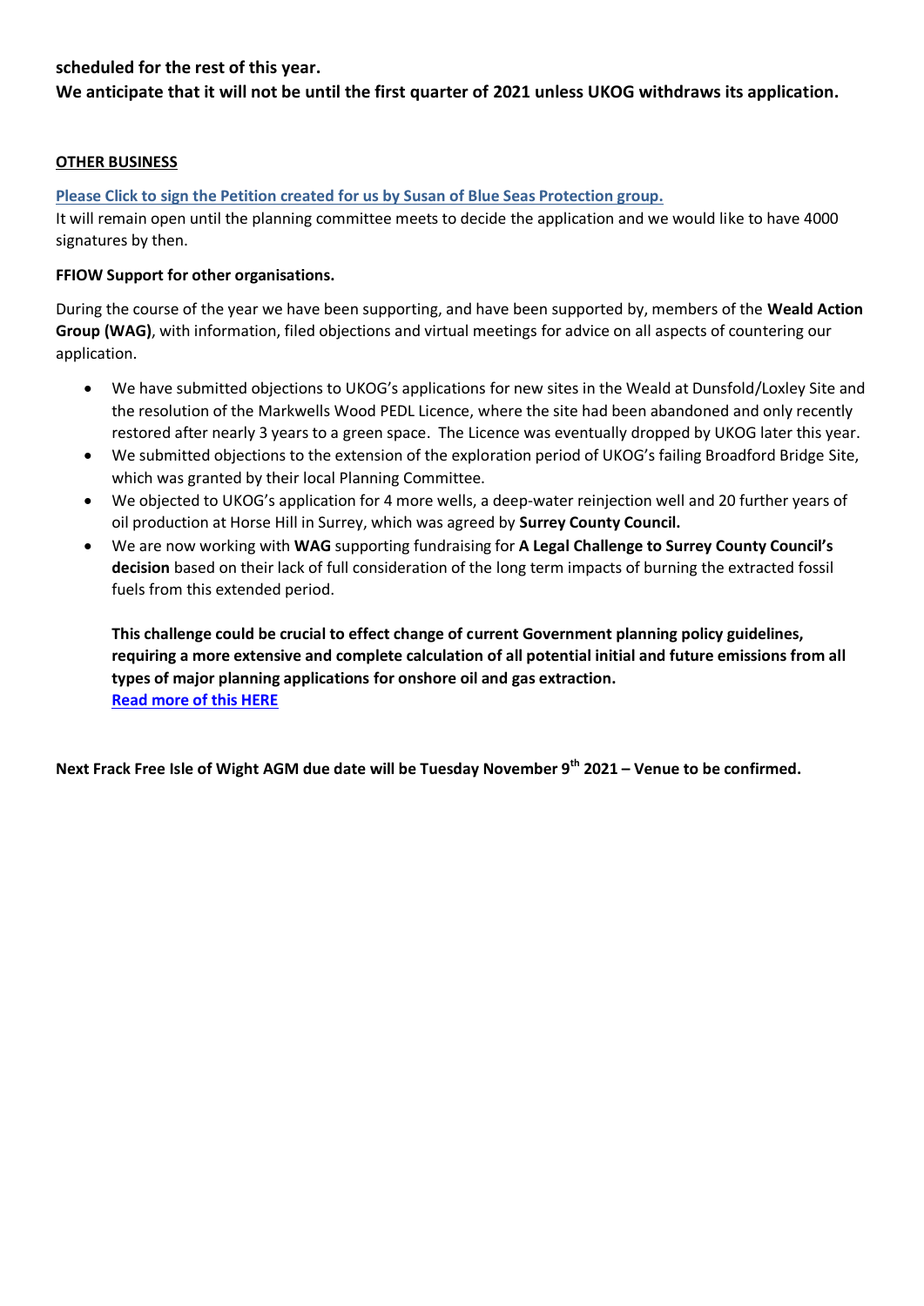**scheduled for the rest of this year.**

**We anticipate that it will not be until the first quarter of 2021 unless UKOG withdraws its application.**

## OTHER BUSINESS

**Please Click to sign the Petition created for us by Susan of Blue Seas Protection group.**

It will remain open until the planning committee meets to decide the application and we would like to have 4000 signatures by then.

**FFIOW Support for other organisations.**

During the course of the year we have been supporting, and have been supported by, members of the **Weald Action Group (WAG)**, with information, filed objections and virtual meetings for advice on all aspects of countering our application.

- We have submitted objections to UKOG's applications for new sites in the Weald at Dunsfold/Loxley Site and the resolution of the Markwells Wood PEDL Licence, where the site had been abandoned and only recently restored after nearly 3 years to a green space. The Licence was eventually dropped by UKOG later this year.
- We submitted objections to the extension of the exploration period of UKOG's failing Broadford Bridge Site, which was granted by their local Planning Committee.
- We objected to UKOG's application for 4 more wells, a deep-water reinjection well and 20 further years of oil production at Horse Hill in Surrey, which was agreed by **Surrey County Council.**
- We are now working with **WAG** supporting fundraising for **A Legal Challenge to Surrey County Council's decision** based on their lack of full consideration of the long term impacts of burning the extracted fossil fuels from this extended period.

  **This challenge could be crucial to effect change of current Government planning policy guidelines, requiring a more extensive and complete calculation of all potential initial and future emissions from all types of major planning applications for onshore oil and gas extraction.**
  **Read more of this HERE**

**Next Frack Free Isle of Wight AGM due date will be Tuesday November 9th 2021 – Venue to be confirmed.**